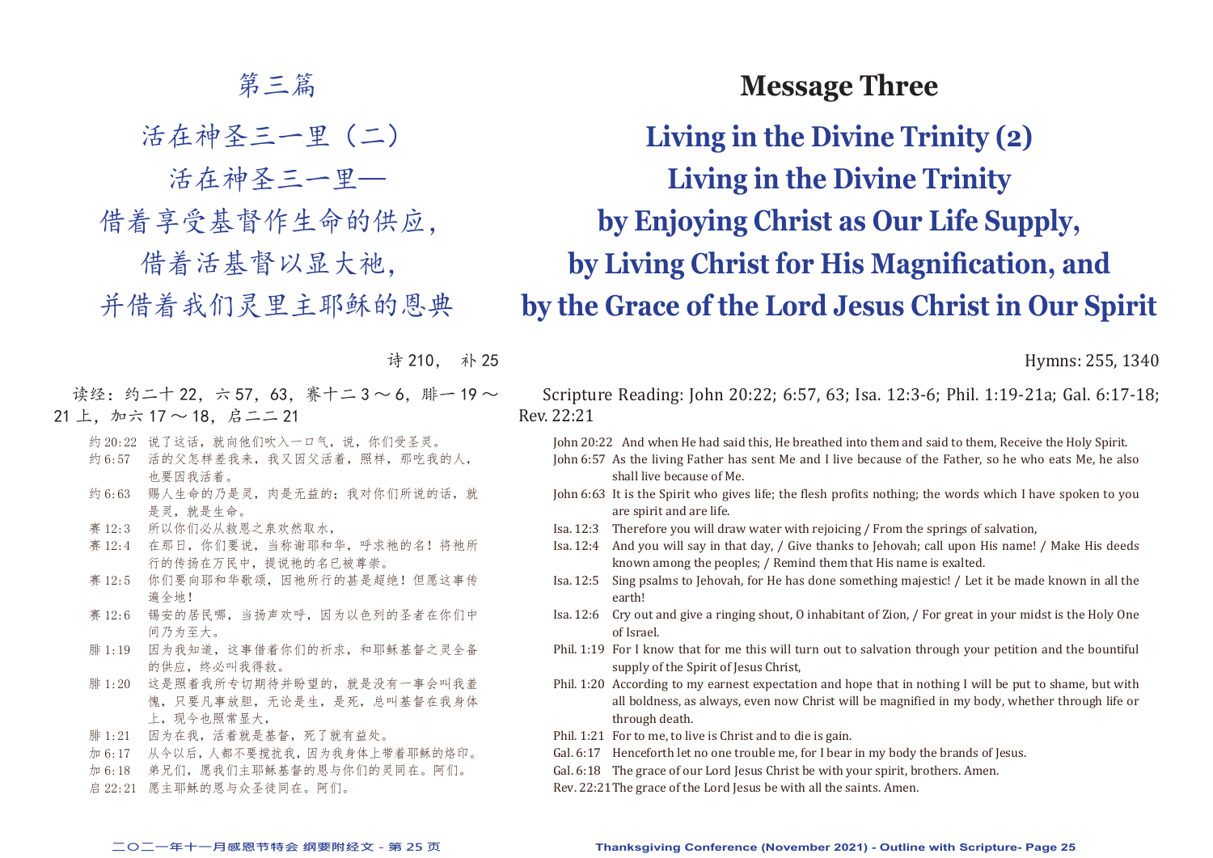# 第三篇

## 活在神圣三一里（二）
## 活在神圣三一里—
## 借着享受基督作生命的供应，
## 借着活基督以显大祂，
## 并借着我们灵里主耶稣的恩典

诗 210， 补 25

读经：约二十 22，六 57，63，赛十二 3 ～ 6，腓一 19 ～ 21 上，加六 17 ～ 18，启二二 21

约 20:22 说了这话，就向他们吹入一口气，说，你们受圣灵。
约 6:57 活的父怎样差我来，我又因父活着，照样，那吃我的人，也要因我活着。
约 6:63 赐人生命的乃是灵，肉是无益的；我对你们所说的话，就是灵，就是生命。
赛 12:3 所以你们必从救恩之泉欢然取水，
赛 12:4 在那日，你们要说，当称谢耶和华，呼求祂的名！将祂所行的传扬在万民中，提说祂的名已被尊崇。
赛 12:5 你们要向耶和华歌颂，因祂所行的甚是超绝！但愿这事传遍全地！
赛 12:6 锡安的居民哪，当扬声欢呼，因为以色列的圣者在你们中间乃为至大。
腓 1:19 因为我知道，这事借着你们的祈求，和耶稣基督之灵全备的供应，终必叫我得救。
腓 1:20 这是照着我所专切期待并盼望的，就是没有一事会叫我羞愧，只要凡事放胆，无论是生，是死，总叫基督在我身体上，现今也照常显大，
腓 1:21 因为在我，活着就是基督，死了就有益处。
加 6:17 从今以后，人都不要搅扰我，因为我身体上带着耶稣的烙印。
加 6:18 弟兄们，愿我们主耶稣基督的恩与你们的灵同在。阿们。
启 22:21 愿主耶稣的恩与众圣徒同在。阿们。

# Message Three

## Living in the Divine Trinity (2)
## Living in the Divine Trinity
## by Enjoying Christ as Our Life Supply,
## by Living Christ for His Magnification, and
## by the Grace of the Lord Jesus Christ in Our Spirit

Hymns: 255, 1340

Scripture Reading: John 20:22; 6:57, 63; Isa. 12:3-6; Phil. 1:19-21a; Gal. 6:17-18; Rev. 22:21

John 20:22 And when He had said this, He breathed into them and said to them, Receive the Holy Spirit.
John 6:57 As the living Father has sent Me and I live because of the Father, so he who eats Me, he also shall live because of Me.
John 6:63 It is the Spirit who gives life; the flesh profits nothing; the words which I have spoken to you are spirit and are life.
Isa. 12:3 Therefore you will draw water with rejoicing / From the springs of salvation,
Isa. 12:4 And you will say in that day, / Give thanks to Jehovah; call upon His name! / Make His deeds known among the peoples; / Remind them that His name is exalted.
Isa. 12:5 Sing psalms to Jehovah, for He has done something majestic! / Let it be made known in all the earth!
Isa. 12:6 Cry out and give a ringing shout, O inhabitant of Zion, / For great in your midst is the Holy One of Israel.
Phil. 1:19 For I know that for me this will turn out to salvation through your petition and the bountiful supply of the Spirit of Jesus Christ,
Phil. 1:20 According to my earnest expectation and hope that in nothing I will be put to shame, but with all boldness, as always, even now Christ will be magnified in my body, whether through life or through death.
Phil. 1:21 For to me, to live is Christ and to die is gain.
Gal. 6:17 Henceforth let no one trouble me, for I bear in my body the brands of Jesus.
Gal. 6:18 The grace of our Lord Jesus Christ be with your spirit, brothers. Amen.
Rev. 22:21 The grace of the Lord Jesus be with all the saints. Amen.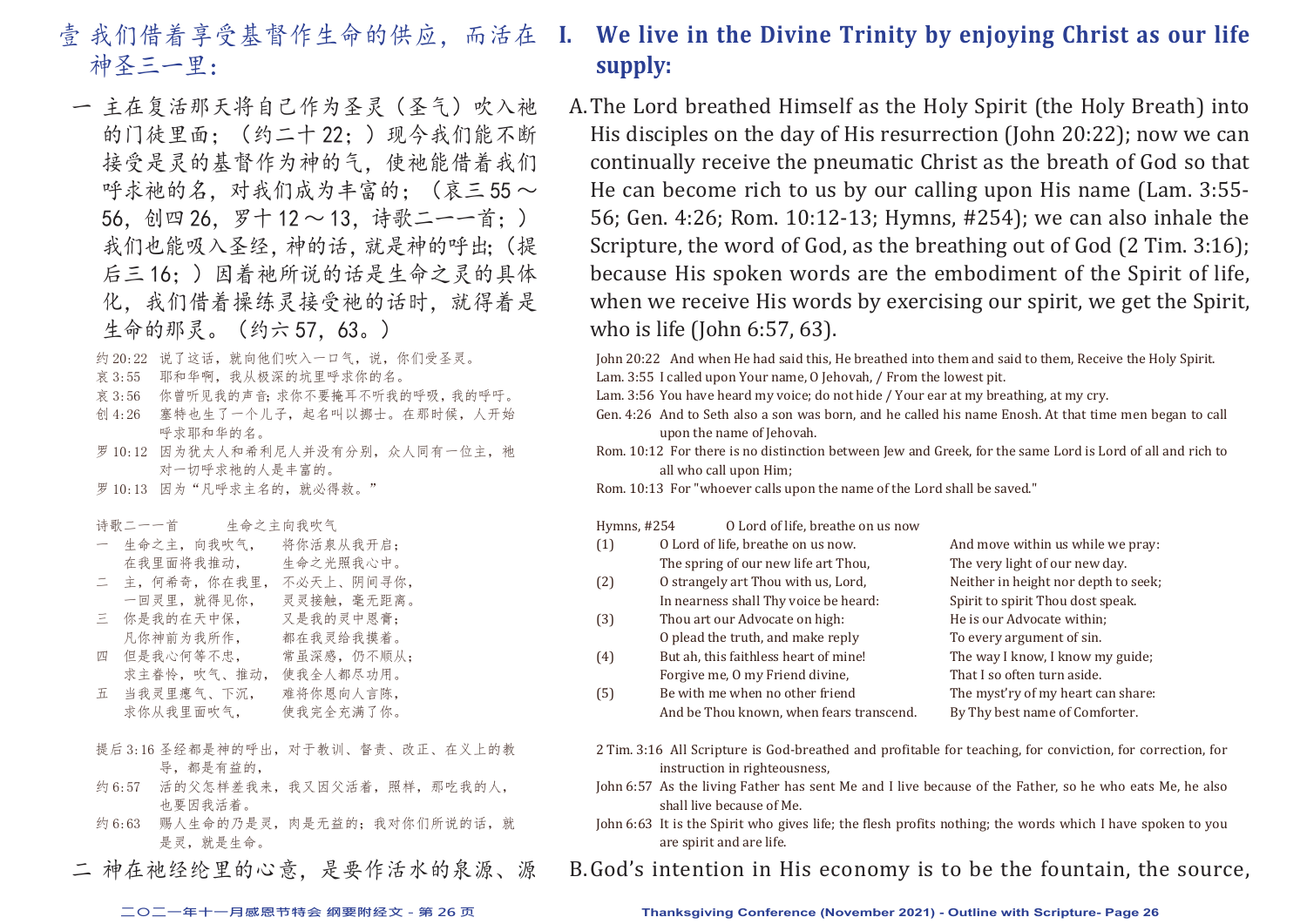# 壹 我们借着享受基督作生命的供应，而活在神圣三一里：

一 主在复活那天将自己作为圣灵（圣气）吹入祂的门徒里面；（约二十22；）现今我们能不断接受是灵的基督作为神的气，使祂能借着我们呼求祂的名，对我们成为丰富的；（哀三55～56，创四26，罗十12～13，诗歌二一一首；）我们也能吸入圣经，神的话，就是神的呼出；（提后三16；）因着祂所说的话是生命之灵的具体化，我们借着操练灵接受祂的话时，就得着是生命的那灵。（约六57，63。）

约20:22　说了这话，就向他们吹入一口气，说，你们受圣灵。
哀3:55　耶和华啊，我从极深的坑里呼求你的名。
哀3:56　你曾听见我的声音；求你不要掩耳不听我的呼吸，我的呼吁。
创4:26　塞特也生了一个儿子，起名叫以挪士。在那时候，人开始呼求耶和华的名。
罗10:12　因为犹太人和希利尼人并没有分别，众人同有一位主，祂对一切呼求祂的人是丰富的。
罗10:13　因为"凡呼求主名的，就必得救。"

诗歌二一一首　　生命之主向我吹气

一　生命之主，向我吹气，　将你活泉从我开启；
　　在我里面将我推动，　生命之光照我心中。
二　主，何希奇，你在我里，　不必天上、阴间寻你，
　　一回灵里，就得见你，　灵灵接触，毫无距离。
三　你是我的在天中保，　又是我的灵中恩膏；
　　凡你神前为我所作，　都在我灵给我摸着。
四　但是我心何等不忠，　常虽深感，仍不顺从；
　　求主眷怜，吹气、推动，　使我全人都尽功用。
五　当我灵里瘪气、下沉，　难将你恩向人言陈，
　　求你从我里面吹气，　使我完全充满了你。

提后3:16　圣经都是神的呼出，对于教训、督责、改正、在义上的教导，都是有益的，
约6:57　活的父怎样差我来，我又因父活着，照样，那吃我的人，也要因我活着。
约6:63　赐人生命的乃是灵，肉是无益的；我对你们所说的话，就是灵，就是生命。

二 神在祂经纶里的心意，是要作活水的泉源、源

# I. We live in the Divine Trinity by enjoying Christ as our life supply:

A. The Lord breathed Himself as the Holy Spirit (the Holy Breath) into His disciples on the day of His resurrection (John 20:22); now we can continually receive the pneumatic Christ as the breath of God so that He can become rich to us by our calling upon His name (Lam. 3:55-56; Gen. 4:26; Rom. 10:12-13; Hymns, #254); we can also inhale the Scripture, the word of God, as the breathing out of God (2 Tim. 3:16); because His spoken words are the embodiment of the Spirit of life, when we receive His words by exercising our spirit, we get the Spirit, who is life (John 6:57, 63).

John 20:22　And when He had said this, He breathed into them and said to them, Receive the Holy Spirit.
Lam. 3:55　I called upon Your name, O Jehovah, / From the lowest pit.
Lam. 3:56　You have heard my voice; do not hide / Your ear at my breathing, at my cry.
Gen. 4:26　And to Seth also a son was born, and he called his name Enosh. At that time men began to call upon the name of Jehovah.
Rom. 10:12　For there is no distinction between Jew and Greek, for the same Lord is Lord of all and rich to all who call upon Him;
Rom. 10:13　For "whoever calls upon the name of the Lord shall be saved."

Hymns, #254　　O Lord of life, breathe on us now

(1)　O Lord of life, breathe on us now.　And move within us while we pray:
　　The spring of our new life art Thou,　The very light of our new day.
(2)　O strangely art Thou with us, Lord,　Neither in height nor depth to seek;
　　In nearness shall Thy voice be heard:　Spirit to spirit Thou dost speak.
(3)　Thou art our Advocate on high:　He is our Advocate within;
　　O plead the truth, and make reply　To every argument of sin.
(4)　But ah, this faithless heart of mine!　The way I know, I know my guide;
　　Forgive me, O my Friend divine,　That I so often turn aside.
(5)　Be with me when no other friend　The myst'ry of my heart can share:
　　And be Thou known, when fears transcend.　By Thy best name of Comforter.

2 Tim. 3:16　All Scripture is God-breathed and profitable for teaching, for conviction, for correction, for instruction in righteousness,
John 6:57　As the living Father has sent Me and I live because of the Father, so he who eats Me, he also shall live because of Me.
John 6:63　It is the Spirit who gives life; the flesh profits nothing; the words which I have spoken to you are spirit and are life.

B. God's intention in His economy is to be the fountain, the source,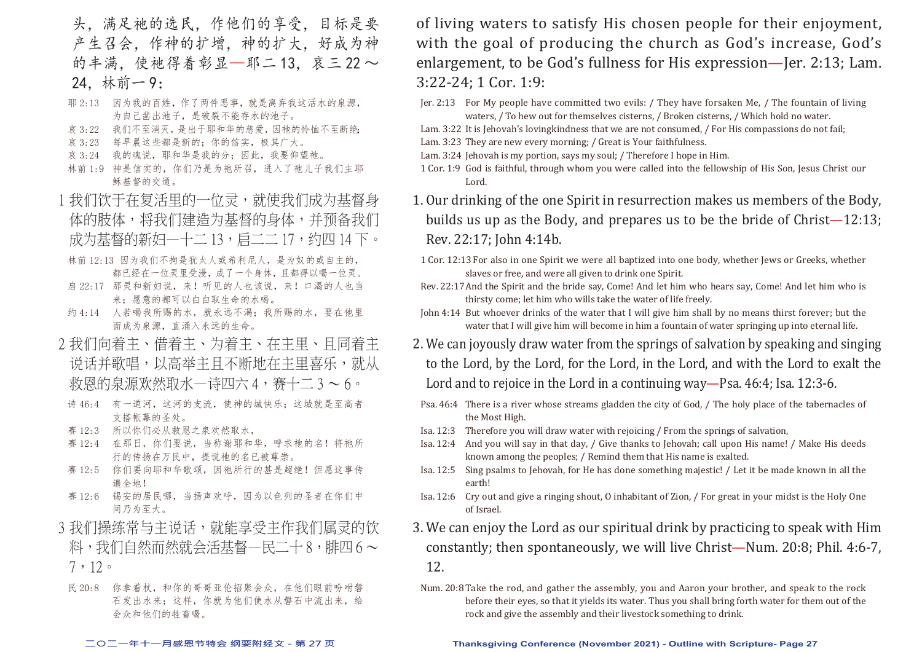头，满足祂的选民，作他们的享受，目标是要产生召会，作神的扩增，神的扩大，好成为神的丰满，使祂得着彰显—耶二13，哀三22～24，林前一9：

耶2:13　因为我的百姓，作了两件恶事，就是离弃我这活水的泉源，为自己凿出池子，是破裂不能存水的池子。

哀3:22　我们不至消灭，是出于耶和华的慈爱，因祂的怜恤不至断绝；

哀3:23　每早晨这些都是新的；你的信实，极其广大。

哀3:24　我的魂说，耶和华是我的分；因此，我要仰望祂。

林前1:9　神是信实的，你们乃是为祂所召，进入了祂儿子我们主耶稣基督的交通。

1 我们饮于在复活里的一位灵，就使我们成为基督身体的肢体，将我们建造为基督的身体，并预备我们成为基督的新妇—十二13，启二二17，约四14下。

林前12:13　因为我们不拘是犹太人或希利尼人，是为奴的或自主的，都已经在一位灵里受浸，成了一个身体，且都得以喝一位灵。

启22:17　那灵和新妇说，来！听见的人也该说，来！口渴的人也当来；愿意的都可以白白取生命的水喝。

约4:14　人若喝我所赐的水，就永远不渴；我所赐的水，要在他里面成为泉源，直涌入永远的生命。

2 我们向着主、借着主、为着主、在主里、且同着主说话并歌唱，以高举主且不断地在主里喜乐，就从救恩的泉源欢然取水—诗四六4，赛十二3～6。

诗46:4　有一道河，这河的支流，使神的城快乐；这城就是至高者支搭帐幕的圣处。

赛12:3　所以你们必从救恩之泉欢然取水，

赛12:4　在那日，你们要说，当称谢耶和华，呼求祂的名！将祂所行的传扬在万民中，提说祂的名已被尊崇。

赛12:5　你们要向耶和华歌颂，因祂所行的甚是超绝！但愿这事传遍全地！

赛12:6　锡安的居民哪，当扬声欢呼，因为以色列的圣者在你们中间乃为至大。

3 我们操练常与主说话，就能享受主作我们属灵的饮料，我们自然而然就会活基督—民二十8，腓四6～7，12。

民20:8　你拿着杖，和你的哥哥亚伦招聚会众，在他们眼前吩咐磐石发出水来；这样，你就为他们使水从磐石中流出来，给会众和他们的牲畜喝。

of living waters to satisfy His chosen people for their enjoyment, with the goal of producing the church as God's increase, God's enlargement, to be God's fullness for His expression—Jer. 2:13; Lam. 3:22-24; 1 Cor. 1:9:

Jer. 2:13　For My people have committed two evils: / They have forsaken Me, / The fountain of living waters, / To hew out for themselves cisterns, / Broken cisterns, / Which hold no water.

Lam. 3:22　It is Jehovah's lovingkindness that we are not consumed, / For His compassions do not fail;

Lam. 3:23　They are new every morning; / Great is Your faithfulness.

Lam. 3:24　Jehovah is my portion, says my soul; / Therefore I hope in Him.

1 Cor. 1:9　God is faithful, through whom you were called into the fellowship of His Son, Jesus Christ our Lord.

1. Our drinking of the one Spirit in resurrection makes us members of the Body, builds us up as the Body, and prepares us to be the bride of Christ—12:13; Rev. 22:17; John 4:14b.

1 Cor. 12:13　For also in one Spirit we were all baptized into one body, whether Jews or Greeks, whether slaves or free, and were all given to drink one Spirit.

Rev. 22:17　And the Spirit and the bride say, Come! And let him who hears say, Come! And let him who is thirsty come; let him who wills take the water of life freely.

John 4:14　But whoever drinks of the water that I will give him shall by no means thirst forever; but the water that I will give him will become in him a fountain of water springing up into eternal life.

2. We can joyously draw water from the springs of salvation by speaking and singing to the Lord, by the Lord, for the Lord, in the Lord, and with the Lord to exalt the Lord and to rejoice in the Lord in a continuing way—Psa. 46:4; Isa. 12:3-6.

Psa. 46:4　There is a river whose streams gladden the city of God, / The holy place of the tabernacles of the Most High.

Isa. 12:3　Therefore you will draw water with rejoicing / From the springs of salvation,

Isa. 12:4　And you will say in that day, / Give thanks to Jehovah; call upon His name! / Make His deeds known among the peoples; / Remind them that His name is exalted.

Isa. 12:5　Sing psalms to Jehovah, for He has done something majestic! / Let it be made known in all the earth!

Isa. 12:6　Cry out and give a ringing shout, O inhabitant of Zion, / For great in your midst is the Holy One of Israel.

3. We can enjoy the Lord as our spiritual drink by practicing to speak with Him constantly; then spontaneously, we will live Christ—Num. 20:8; Phil. 4:6-7, 12.

Num. 20:8　Take the rod, and gather the assembly, you and Aaron your brother, and speak to the rock before their eyes, so that it yields its water. Thus you shall bring forth water for them out of the rock and give the assembly and their livestock something to drink.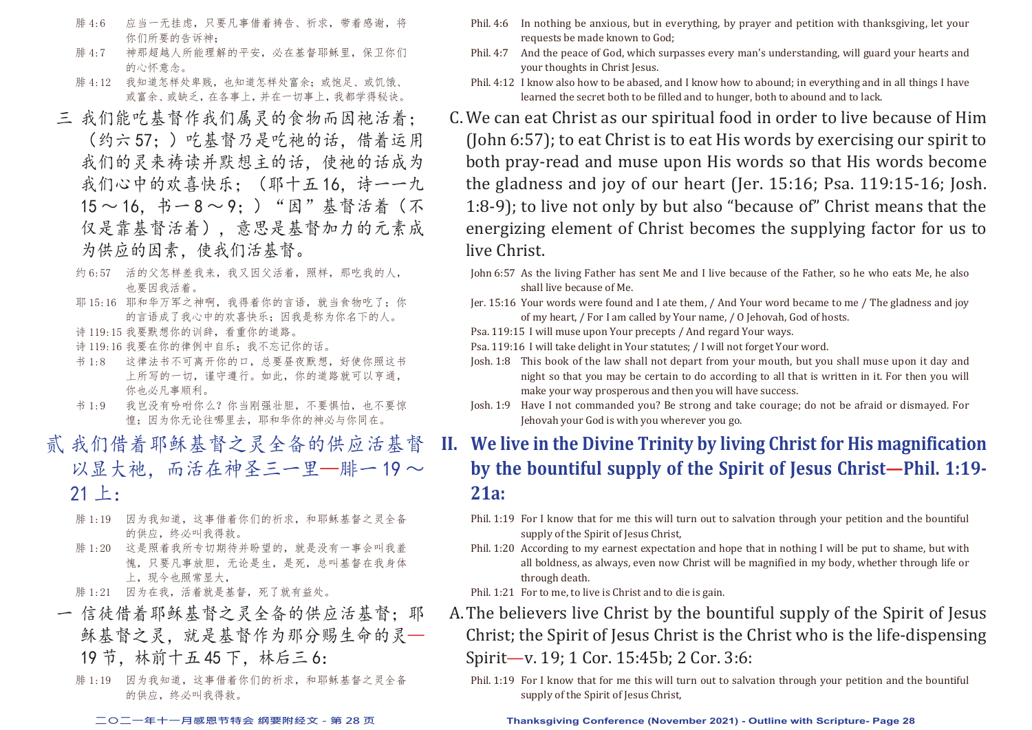腓 4:6　应当一无挂虑，只要凡事借着祷告、祈求，带着感谢，将你们所要的告诉神；

腓 4:7　神那超越人所能理解的平安，必在基督耶稣里，保卫你们的心怀意念。

腓 4:12　我知道怎样处卑贱，也知道怎样处富余；或饱足、或饥饿、或富余、或缺乏，在各事上，并在一切事上，我都学得秘诀。

三 我们能吃基督作我们属灵的食物而因祂活着；（约六 57；）吃基督乃是吃祂的话，借着运用我们的灵来祷读并默想主的话，使祂的话成为我们心中的欢喜快乐；（耶十五 16，诗一一九 15 ～ 16，书一 8 ～ 9；）"因"基督活着（不仅是靠基督活着），意思是基督加力的元素成为供应的因素，使我们活基督。

约 6:57　活的父怎样差我来，我又因父活着，照样，那吃我的人，也要因我活着。

耶 15:16　耶和华万军之神啊，我得着你的言语，就当食物吃了；你的言语成了我心中的欢喜快乐；因我是称为你名下的人。

诗 119:15 我要默想你的训辞，看重你的道路。

诗 119:16 我要在你的律例中自乐；我不忘记你的话。

书 1:8　这律法书不可离开你的口，总要昼夜默想，好使你照这书上所写的一切，谨守遵行。如此，你的道路就可以亨通，你也必凡事顺利。

书 1:9　我岂没有吩咐你么？你当刚强壮胆，不要惧怕，也不要惊惶；因为你无论往哪里去，耶和华你的神必与你同在。

## 贰 我们借着耶稣基督之灵全备的供应活基督以显大祂，而活在神圣三一里—腓一 19 ～ 21 上：

腓 1:19　因为我知道，这事借着你们的祈求，和耶稣基督之灵全备的供应，终必叫我得救。

腓 1:20　这是照着我所专切期待并盼望的，就是没有一事会叫我羞愧，只要凡事放胆，无论是生，是死，总叫基督在我身体上，现今也照常显大，

腓 1:21　因为在我，活着就是基督，死了就有益处。

一 信徒借着耶稣基督之灵全备的供应活基督；耶稣基督之灵，就是基督作为那分赐生命的灵—19 节，林前十五 45 下，林后三 6：

腓 1:19　因为我知道，这事借着你们的祈求，和耶稣基督之灵全备的供应，终必叫我得救。

Phil. 4:6　In nothing be anxious, but in everything, by prayer and petition with thanksgiving, let your requests be made known to God;

Phil. 4:7　And the peace of God, which surpasses every man's understanding, will guard your hearts and your thoughts in Christ Jesus.

Phil. 4:12　I know also how to be abased, and I know how to abound; in everything and in all things I have learned the secret both to be filled and to hunger, both to abound and to lack.

C. We can eat Christ as our spiritual food in order to live because of Him (John 6:57); to eat Christ is to eat His words by exercising our spirit to both pray-read and muse upon His words so that His words become the gladness and joy of our heart (Jer. 15:16; Psa. 119:15-16; Josh. 1:8-9); to live not only by but also "because of" Christ means that the energizing element of Christ becomes the supplying factor for us to live Christ.

John 6:57　As the living Father has sent Me and I live because of the Father, so he who eats Me, he also shall live because of Me.

Jer. 15:16　Your words were found and I ate them, / And Your word became to me / The gladness and joy of my heart, / For I am called by Your name, / O Jehovah, God of hosts.

Psa. 119:15　I will muse upon Your precepts / And regard Your ways.

Psa. 119:16　I will take delight in Your statutes; / I will not forget Your word.

Josh. 1:8　This book of the law shall not depart from your mouth, but you shall muse upon it day and night so that you may be certain to do according to all that is written in it. For then you will make your way prosperous and then you will have success.

Josh. 1:9　Have I not commanded you? Be strong and take courage; do not be afraid or dismayed. For Jehovah your God is with you wherever you go.

## II. We live in the Divine Trinity by living Christ for His magnification by the bountiful supply of the Spirit of Jesus Christ—Phil. 1:19-21a:

Phil. 1:19　For I know that for me this will turn out to salvation through your petition and the bountiful supply of the Spirit of Jesus Christ,

Phil. 1:20　According to my earnest expectation and hope that in nothing I will be put to shame, but with all boldness, as always, even now Christ will be magnified in my body, whether through life or through death.

Phil. 1:21　For to me, to live is Christ and to die is gain.

A. The believers live Christ by the bountiful supply of the Spirit of Jesus Christ; the Spirit of Jesus Christ is the Christ who is the life-dispensing Spirit—v. 19; 1 Cor. 15:45b; 2 Cor. 3:6:

Phil. 1:19　For I know that for me this will turn out to salvation through your petition and the bountiful supply of the Spirit of Jesus Christ,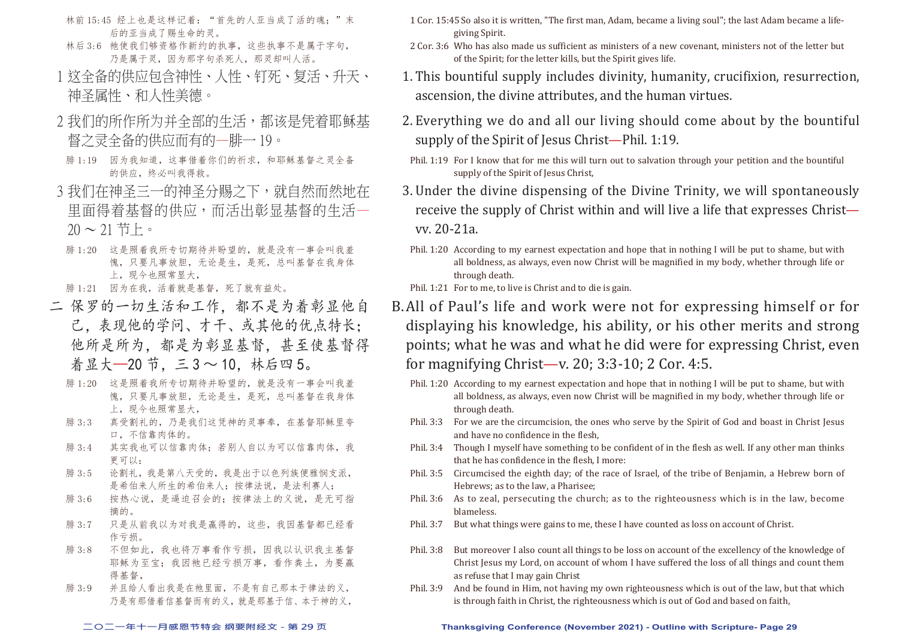林前 15:45 经上也是这样记着："首先的人亚当成了活的魂；"末后的亚当成了赐生命的灵。

林后 3:6 祂使我们够资格作新约的执事，这些执事不是属于字句，乃是属于灵，因为那字句杀死人，那灵却叫人活。

1 这全备的供应包含神性、人性、钉死、复活、升天、神圣属性、和人性美德。

2 我们的所作所为并全部的生活，都该是凭着耶稣基督之灵全备的供应而有的—腓一 19。

腓 1:19 因为我知道，这事借着你们的祈求，和耶稣基督之灵全备的供应，终必叫我得救。

3 我们在神圣三一的神圣分赐之下，就自然而然地在里面得着基督的供应，而活出彰显基督的生活—20 ～ 21 节上。

腓 1:20 这是照着我所专切期待并盼望的，就是没有一事会叫我羞愧，只要凡事放胆，无论是生，是死，总叫基督在我身体上，现今也照常显大，

腓 1:21 因为在我，活着就是基督，死了就有益处。

## 二 保罗的一切生活和工作，都不是为着彰显他自己，表现他的学问、才干、或其他的优点特长；他所是所为，都是为彰显基督，甚至使基督得着显大—20 节，三 3 ～ 10，林后四 5。

腓 1:20 这是照着我所专切期待并盼望的，就是没有一事会叫我羞愧，只要凡事放胆，无论是生，是死，总叫基督在我身体上，现今也照常显大，

腓 3:3 真受割礼的，乃是我们这凭神的灵事奉，在基督耶稣里夸口，不信靠肉体的。

腓 3:4 其实我也可以信靠肉体；若别人自以为可以信靠肉体，我更可以：

腓 3:5 论割礼，我是第八天受的，我是出于以色列族便雅悯支派，是希伯来人所生的希伯来人；按律法说，是法利赛人；

腓 3:6 按热心说，是逼迫召会的；按律法上的义说，是无可指摘的。

腓 3:7 只是从前我以为对我是赢得的，这些，我因基督都已经看作亏损。

腓 3:8 不但如此，我也将万事看作亏损，因我以认识我主基督耶稣为至宝；我因祂已经亏损万事，看作粪土，为要赢得基督，

腓 3:9 并且给人看出我是在祂里面，不是有自己那本于律法的义，乃是有那借着信基督而有的义，就是那基于信、本于神的义，

---

1 Cor. 15:45 So also it is written, "The first man, Adam, became a living soul"; the last Adam became a life-giving Spirit.

2 Cor. 3:6 Who has also made us sufficient as ministers of a new covenant, ministers not of the letter but of the Spirit; for the letter kills, but the Spirit gives life.

1. This bountiful supply includes divinity, humanity, crucifixion, resurrection, ascension, the divine attributes, and the human virtues.

2. Everything we do and all our living should come about by the bountiful supply of the Spirit of Jesus Christ—Phil. 1:19.

Phil. 1:19 For I know that for me this will turn out to salvation through your petition and the bountiful supply of the Spirit of Jesus Christ,

3. Under the divine dispensing of the Divine Trinity, we will spontaneously receive the supply of Christ within and will live a life that expresses Christ—vv. 20-21a.

Phil. 1:20 According to my earnest expectation and hope that in nothing I will be put to shame, but with all boldness, as always, even now Christ will be magnified in my body, whether through life or through death.

Phil. 1:21 For to me, to live is Christ and to die is gain.

## B. All of Paul's life and work were not for expressing himself or for displaying his knowledge, his ability, or his other merits and strong points; what he was and what he did were for expressing Christ, even for magnifying Christ—v. 20; 3:3-10; 2 Cor. 4:5.

Phil. 1:20 According to my earnest expectation and hope that in nothing I will be put to shame, but with all boldness, as always, even now Christ will be magnified in my body, whether through life or through death.

Phil. 3:3 For we are the circumcision, the ones who serve by the Spirit of God and boast in Christ Jesus and have no confidence in the flesh,

Phil. 3:4 Though I myself have something to be confident of in the flesh as well. If any other man thinks that he has confidence in the flesh, I more:

Phil. 3:5 Circumcised the eighth day; of the race of Israel, of the tribe of Benjamin, a Hebrew born of Hebrews; as to the law, a Pharisee;

Phil. 3:6 As to zeal, persecuting the church; as to the righteousness which is in the law, become blameless.

Phil. 3:7 But what things were gains to me, these I have counted as loss on account of Christ.

Phil. 3:8 But moreover I also count all things to be loss on account of the excellency of the knowledge of Christ Jesus my Lord, on account of whom I have suffered the loss of all things and count them as refuse that I may gain Christ

Phil. 3:9 And be found in Him, not having my own righteousness which is out of the law, but that which is through faith in Christ, the righteousness which is out of God and based on faith,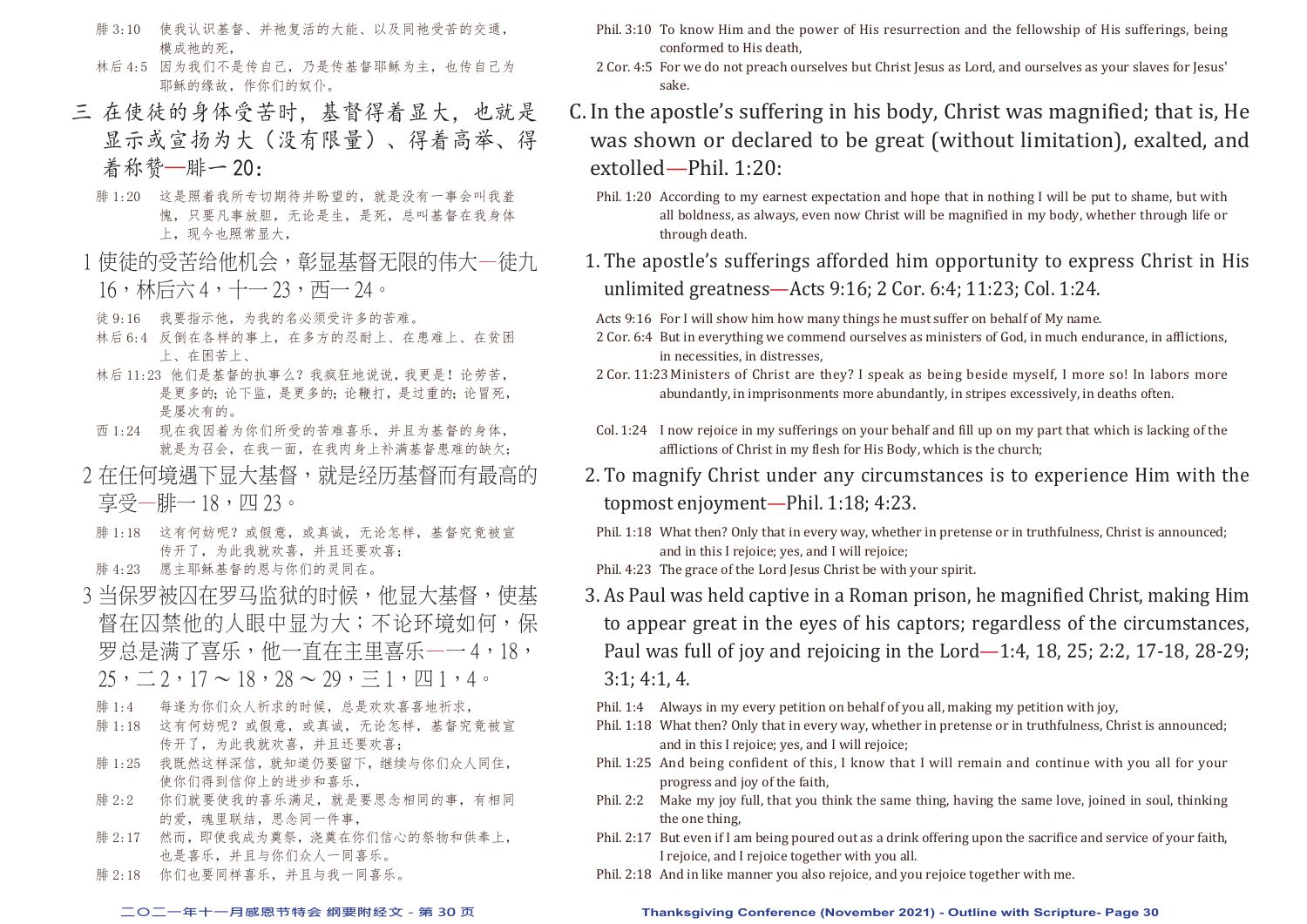腓 3:10　使我认识基督、并祂复活的大能、以及同祂受苦的交通，模成祂的死，

林后 4:5　因为我们不是传自己，乃是传基督耶稣为主，也传自己为耶稣的缘故，作你们的奴仆。

## 三　在使徒的身体受苦时，基督得着显大，也就是显示或宣扬为大（没有限量）、得着高举、得着称赞—腓一 20：

腓 1:20　这是照着我所专切期待并盼望的，就是没有一事会叫我羞愧，只要凡事放胆，无论是生，是死，总叫基督在我身体上，现今也照常显大，

### 1 使徒的受苦给他机会，彰显基督无限的伟大—徒九 16，林后六 4，十一 23，西一 24。

徒 9:16　我要指示他，为我的名必须受许多的苦难。

林后 6:4　反倒在各样的事上，在多方的忍耐上、在患难上、在贫困上、在困苦上、

林后 11:23　他们是基督的执事么？我疯狂地说说，我更是！论劳苦，是更多的；论下监，是更多的；论鞭打，是过重的；论冒死，是屡次有的。

西 1:24　现在我因着为你们所受的苦难喜乐，并且为基督的身体，就是为召会，在我一面，在我肉身上补满基督患难的缺欠；

### 2 在任何境遇下显大基督，就是经历基督而有最高的享受—腓一 18，四 23。

腓 1:18　这有何妨呢？或假意，或真诚，无论怎样，基督究竟被宣传开了，为此我就欢喜，并且还要欢喜；

腓 4:23　愿主耶稣基督的恩与你们的灵同在。

### 3 当保罗被囚在罗马监狱的时候，他显大基督，使基督在囚禁他的人眼中显为大；不论环境如何，保罗总是满了喜乐，他一直在主里喜乐—一 4，18，25，二 2，17 ～ 18，28 ～ 29，三 1，四 1，4。

腓 1:4　每逢为你们众人祈求的时候，总是欢欢喜喜地祈求，

腓 1:18　这有何妨呢？或假意，或真诚，无论怎样，基督究竟被宣传开了，为此我就欢喜，并且还要欢喜；

腓 1:25　我既然这样深信，就知道仍要留下，继续与你们众人同住，使你们得到信仰上的进步和喜乐，

腓 2:2　你们就要使我的喜乐满足，就是要思念相同的事，有相同的爱，魂里联结，思念同一件事，

腓 2:17　然而，即使我成为奠祭，浇奠在你们信心的祭物和供奉上，也是喜乐，并且与你们众人一同喜乐。

腓 2:18　你们也要同样喜乐，并且与我一同喜乐。

---

Phil. 3:10　To know Him and the power of His resurrection and the fellowship of His sufferings, being conformed to His death,

2 Cor. 4:5　For we do not preach ourselves but Christ Jesus as Lord, and ourselves as your slaves for Jesus' sake.

## C. In the apostle's suffering in his body, Christ was magnified; that is, He was shown or declared to be great (without limitation), exalted, and extolled—Phil. 1:20:

Phil. 1:20　According to my earnest expectation and hope that in nothing I will be put to shame, but with all boldness, as always, even now Christ will be magnified in my body, whether through life or through death.

### 1. The apostle's sufferings afforded him opportunity to express Christ in His unlimited greatness—Acts 9:16; 2 Cor. 6:4; 11:23; Col. 1:24.

Acts 9:16　For I will show him how many things he must suffer on behalf of My name.

2 Cor. 6:4　But in everything we commend ourselves as ministers of God, in much endurance, in afflictions, in necessities, in distresses,

2 Cor. 11:23　Ministers of Christ are they? I speak as being beside myself, I more so! In labors more abundantly, in imprisonments more abundantly, in stripes excessively, in deaths often.

Col. 1:24　I now rejoice in my sufferings on your behalf and fill up on my part that which is lacking of the afflictions of Christ in my flesh for His Body, which is the church;

### 2. To magnify Christ under any circumstances is to experience Him with the topmost enjoyment—Phil. 1:18; 4:23.

Phil. 1:18　What then? Only that in every way, whether in pretense or in truthfulness, Christ is announced; and in this I rejoice; yes, and I will rejoice;

Phil. 4:23　The grace of the Lord Jesus Christ be with your spirit.

### 3. As Paul was held captive in a Roman prison, he magnified Christ, making Him to appear great in the eyes of his captors; regardless of the circumstances, Paul was full of joy and rejoicing in the Lord—1:4, 18, 25; 2:2, 17-18, 28-29; 3:1; 4:1, 4.

Phil. 1:4　Always in my every petition on behalf of you all, making my petition with joy,

Phil. 1:18　What then? Only that in every way, whether in pretense or in truthfulness, Christ is announced; and in this I rejoice; yes, and I will rejoice;

Phil. 1:25　And being confident of this, I know that I will remain and continue with you all for your progress and joy of the faith,

Phil. 2:2　Make my joy full, that you think the same thing, having the same love, joined in soul, thinking the one thing,

Phil. 2:17　But even if I am being poured out as a drink offering upon the sacrifice and service of your faith, I rejoice, and I rejoice together with you all.

Phil. 2:18　And in like manner you also rejoice, and you rejoice together with me.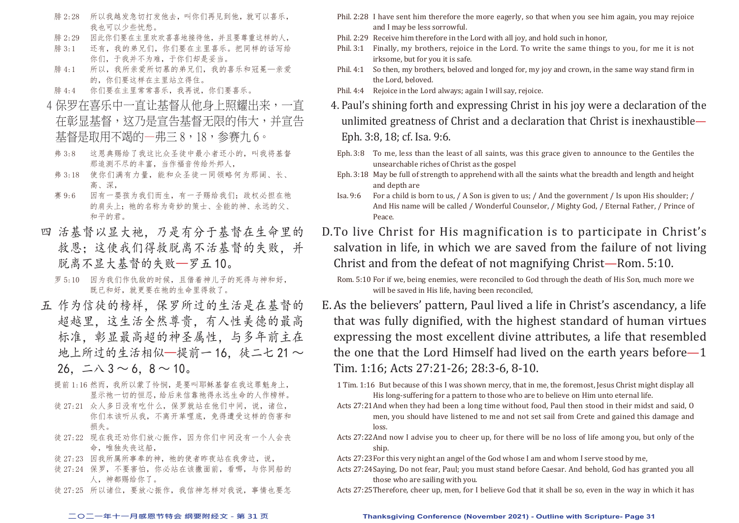腓 2:28　所以我越发急切打发他去，叫你们再见到他，就可以喜乐，我也可以少些忧愁。

腓 2:29　因此你们要在主里欢欢喜喜地接待他，并且要尊重这样的人，

腓 3:1　还有，我的弟兄们，你们要在主里喜乐。把同样的话写给你们，于我并不为难，于你们却是妥当。

腓 4:1　所以，我所亲爱所切慕的弟兄们，我的喜乐和冠冕—亲爱的，你们要这样在主里站立得住。

腓 4:4　你们要在主里常常喜乐，我再说，你们要喜乐。

4 保罗在喜乐中一直让基督从他身上照耀出来，一直在彰显基督，这乃是宣告基督无限的伟大，并宣告基督是取用不竭的—弗三 8，18，参赛九 6。

弗 3:8　这恩典赐给了我这比众圣徒中最小者还小的，叫我将基督那追测不尽的丰富，当作福音传给外邦人，

弗 3:18　使你们满有力量，能和众圣徒一同领略何为那阔、长、高、深，

赛 9:6　因有一婴孩为我们而生，有一子赐给我们；政权必担在祂的肩头上；祂的名称为奇妙的策士、全能的神、永远的父、和平的君。

## 四 活基督以显大祂，乃是有分于基督在生命里的救恩；这使我们得救脱离不活基督的失败，并脱离不显大基督的失败—罗五 10。

罗 5:10　因为我们作仇敌的时候，且借着神儿子的死得与神和好，既已和好，就更要在祂的生命里得救了。

## 五 作为信徒的榜样，保罗所过的生活是在基督的超越里，这生活全然尊贵，有人性美德的最高标准，彰显最高超的神圣属性，与多年前主在地上所过的生活相似—提前一 16，徒二七 21 ～ 26，二八 3 ～ 6，8 ～ 10。

提前 1:16　然而，我所以蒙了怜悯，是要叫耶稣基督在我这罪魁身上，显示祂一切的恒忍，给后来信靠祂得永远生命的人作榜样。

徒 27:21　众人多日没有吃什么，保罗就站在他们中间，说，诸位，你们本该听从我，不离开革哩底，免得遭受这样的伤害和损失。

徒 27:22　现在我还劝你们放心振作，因为你们中间没有一个人会丧命，唯独失丧这船，

徒 27:23　因我所属所事奉的神，祂的使者昨夜站在我旁边，说，

徒 27:24　保罗，不要害怕，你必站在该撒面前，看哪，与你同船的人，神都赐给你了。

徒 27:25　所以诸位，要放心振作，我信神怎样对我说，事情也要怎

---

Phil. 2:28　I have sent him therefore the more eagerly, so that when you see him again, you may rejoice and I may be less sorrowful.

Phil. 2:29　Receive him therefore in the Lord with all joy, and hold such in honor,

Phil. 3:1　Finally, my brothers, rejoice in the Lord. To write the same things to you, for me it is not irksome, but for you it is safe.

Phil. 4:1　So then, my brothers, beloved and longed for, my joy and crown, in the same way stand firm in the Lord, beloved.

Phil. 4:4　Rejoice in the Lord always; again I will say, rejoice.

4. Paul's shining forth and expressing Christ in his joy were a declaration of the unlimited greatness of Christ and a declaration that Christ is inexhaustible—Eph. 3:8, 18; cf. Isa. 9:6.

Eph. 3:8　To me, less than the least of all saints, was this grace given to announce to the Gentiles the unsearchable riches of Christ as the gospel

Eph. 3:18　May be full of strength to apprehend with all the saints what the breadth and length and height and depth are

Isa. 9:6　For a child is born to us, / A Son is given to us; / And the government / Is upon His shoulder; / And His name will be called / Wonderful Counselor, / Mighty God, / Eternal Father, / Prince of Peace.

## D. To live Christ for His magnification is to participate in Christ's salvation in life, in which we are saved from the failure of not living Christ and from the defeat of not magnifying Christ—Rom. 5:10.

Rom. 5:10　For if we, being enemies, were reconciled to God through the death of His Son, much more we will be saved in His life, having been reconciled,

## E. As the believers' pattern, Paul lived a life in Christ's ascendancy, a life that was fully dignified, with the highest standard of human virtues expressing the most excellent divine attributes, a life that resembled the one that the Lord Himself had lived on the earth years before—1 Tim. 1:16; Acts 27:21-26; 28:3-6, 8-10.

1 Tim. 1:16　But because of this I was shown mercy, that in me, the foremost, Jesus Christ might display all His long-suffering for a pattern to those who are to believe on Him unto eternal life.

Acts 27:21　And when they had been a long time without food, Paul then stood in their midst and said, O men, you should have listened to me and not set sail from Crete and gained this damage and loss.

Acts 27:22　And now I advise you to cheer up, for there will be no loss of life among you, but only of the ship.

Acts 27:23　For this very night an angel of the God whose I am and whom I serve stood by me,

Acts 27:24　Saying, Do not fear, Paul; you must stand before Caesar. And behold, God has granted you all those who are sailing with you.

Acts 27:25　Therefore, cheer up, men, for I believe God that it shall be so, even in the way in which it has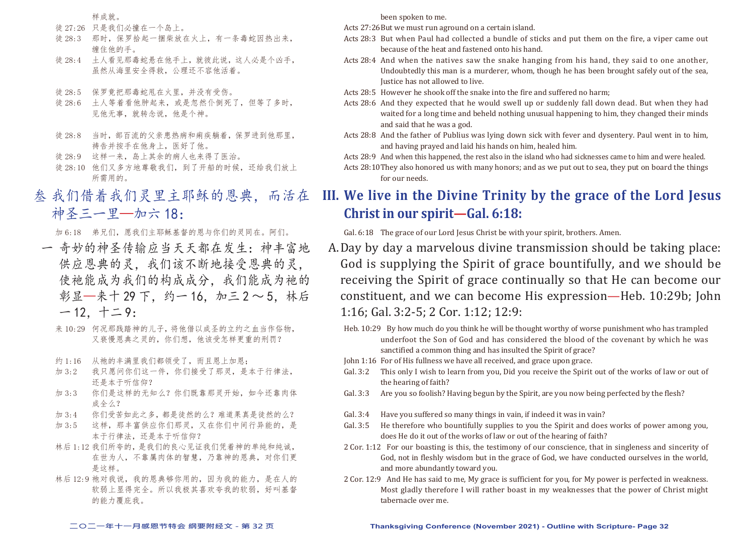样成就。

徒 27:26　只是我们必撞在一个岛上。

徒 28:3　那时，保罗拾起一捆柴放在火上，有一条毒蛇因热出来，缠住他的手。

徒 28:4　土人看见那毒蛇悬在他手上，就彼此说，这人必是个凶手，虽然从海里安全得救，公理还不容他活着。

徒 28:5　保罗竟把那毒蛇甩在火里，并没有受伤。

徒 28:6　土人等着看他肿起来，或是忽然仆倒死了，但等了多时，见他无事，就转念说，他是个神。

徒 28:8　当时，部百流的父亲患热病和痢疾躺着，保罗进到他那里，祷告并按手在他身上，医好了他。

徒 28:9　这样一来，岛上其余的病人也来得了医治。

徒 28:10　他们又多方地尊敬我们，到了开船的时候，还给我们放上所需用的。

## 叁 我们借着我们灵里主耶稣的恩典，而活在神圣三一里—加六18：

加 6:18　弟兄们，愿我们主耶稣基督的恩与你们的灵同在。阿们。

一 奇妙的神圣传输应当天天都在发生：神丰富地供应恩典的灵，我们该不断地接受恩典的灵，使祂能成为我们的构成成分，我们能成为祂的彰显—来十29下，约一16，加三2～5，林后一12，十二9：

来 10:29　何况那践踏神的儿子，将他借以成圣的立约之血当作俗物，又亵慢恩典之灵的，你们想，他该受怎样更重的刑罚？

约 1:16　从祂的丰满里我们都领受了，而且恩上加恩；

加 3:2　我只愿问你们这一件，你们接受了那灵，是本于行律法，还是本于听信仰？

加 3:3　你们是这样的无知么？你们既靠那灵开始，如今还靠肉体成全么？

加 3:4　你们受苦如此之多，都是徒然的么？难道果真是徒然的么？

加 3:5　这样，那丰富供应你们那灵，又在你们中间行异能的，是本于行律法，还是本于听信仰？

林后 1:12　我们所夸的，是我们的良心见证我们凭着神的单纯和纯诚，在世为人，不靠属肉体的智慧，乃靠神的恩典，对你们更是这样。

林后 12:9　祂对我说，我的恩典够你用的，因为我的能力，是在人的软弱上显得完全。所以我极其喜欢夸我的软弱，好叫基督的能力覆庇我。

---

been spoken to me.

Acts 27:26 But we must run aground on a certain island.

Acts 28:3 But when Paul had collected a bundle of sticks and put them on the fire, a viper came out because of the heat and fastened onto his hand.

Acts 28:4 And when the natives saw the snake hanging from his hand, they said to one another, Undoubtedly this man is a murderer, whom, though he has been brought safely out of the sea, Justice has not allowed to live.

Acts 28:5 However he shook off the snake into the fire and suffered no harm;

Acts 28:6 And they expected that he would swell up or suddenly fall down dead. But when they had waited for a long time and beheld nothing unusual happening to him, they changed their minds and said that he was a god.

Acts 28:8 And the father of Publius was lying down sick with fever and dysentery. Paul went in to him, and having prayed and laid his hands on him, healed him.

Acts 28:9 And when this happened, the rest also in the island who had sicknesses came to him and were healed.

Acts 28:10 They also honored us with many honors; and as we put out to sea, they put on board the things for our needs.

## III. We live in the Divine Trinity by the grace of the Lord Jesus Christ in our spirit—Gal. 6:18:

Gal. 6:18 The grace of our Lord Jesus Christ be with your spirit, brothers. Amen.

A. Day by day a marvelous divine transmission should be taking place: God is supplying the Spirit of grace bountifully, and we should be receiving the Spirit of grace continually so that He can become our constituent, and we can become His expression—Heb. 10:29b; John 1:16; Gal. 3:2-5; 2 Cor. 1:12; 12:9:

Heb. 10:29 By how much do you think he will be thought worthy of worse punishment who has trampled underfoot the Son of God and has considered the blood of the covenant by which he was sanctified a common thing and has insulted the Spirit of grace?

John 1:16 For of His fullness we have all received, and grace upon grace.

Gal. 3:2 This only I wish to learn from you, Did you receive the Spirit out of the works of law or out of the hearing of faith?

Gal. 3:3 Are you so foolish? Having begun by the Spirit, are you now being perfected by the flesh?

Gal. 3:4 Have you suffered so many things in vain, if indeed it was in vain?

Gal. 3:5 He therefore who bountifully supplies to you the Spirit and does works of power among you, does He do it out of the works of law or out of the hearing of faith?

2 Cor. 1:12 For our boasting is this, the testimony of our conscience, that in singleness and sincerity of God, not in fleshly wisdom but in the grace of God, we have conducted ourselves in the world, and more abundantly toward you.

2 Cor. 12:9 And He has said to me, My grace is sufficient for you, for My power is perfected in weakness. Most gladly therefore I will rather boast in my weaknesses that the power of Christ might tabernacle over me.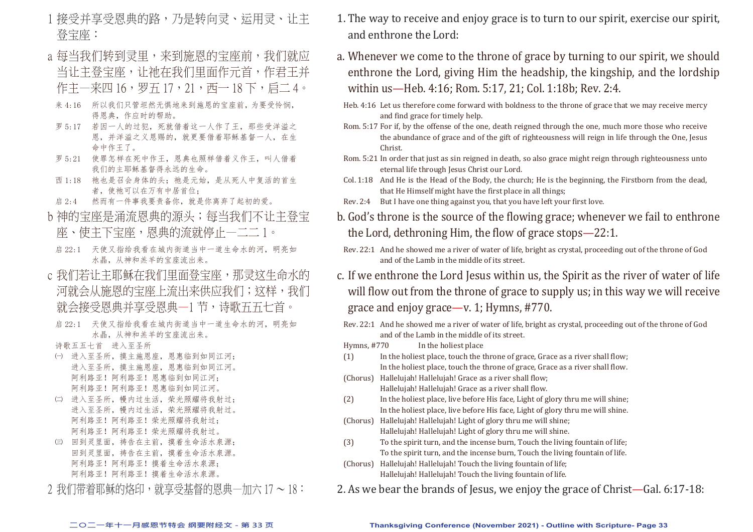1 接受并享受恩典的路，乃是转向灵、运用灵、让主登宝座：

a 每当我们转到灵里，来到施恩的宝座前，我们就应当让主登宝座，让祂在我们里面作元首，作君王并作主—来四16，罗五17，21，西一18下，启二4。

来4:16　所以我们只管坦然无惧地来到施恩的宝座前，为要受怜悯，得恩典，作应时的帮助。

罗5:17　若因一人的过犯，死就借着这一人作了王，那些受洋溢之恩，并洋溢之义恩赐的，就更要借着耶稣基督一人，在生命中作王了。

罗5:21　使罪怎样在死中作王，恩典也照样借着义作王，叫人借着我们的主耶稣基督得永远的生命。

西1:18　祂也是召会身体的头；祂是元始，是从死人中复活的首生者，使祂可以在万有中居首位；

启2:4　然而有一件事我要责备你，就是你离弃了起初的爱。

b 神的宝座是涌流恩典的源头；每当我们不让主登宝座、使主下宝座，恩典的流就停止—二二1。

启22:1　天使又指给我看在城内街道当中一道生命水的河，明亮如水晶，从神和羔羊的宝座流出来。

c 我们若让主耶稣在我们里面登宝座，那灵这生命水的河就会从施恩的宝座上流出来供应我们；这样，我们就会接受恩典并享受恩典—1节，诗歌五五七首。

启22:1　天使又指给我看在城内街道当中一道生命水的河，明亮如水晶，从神和羔羊的宝座流出来。

诗歌五五七首　进入至圣所

㈠　进入至圣所，摸主施恩座，恩惠临到如同江河；
进入至圣所，摸主施恩座，恩惠临到如同江河。
阿利路亚！阿利路亚！恩惠临到如同江河；
阿利路亚！阿利路亚！恩惠临到如同江河。

㈡　进入至圣所，幔内过生活，荣光照耀将我射过；
进入至圣所，幔内过生活，荣光照耀将我射过。
阿利路亚！阿利路亚！荣光照耀将我射过；
阿利路亚！阿利路亚！荣光照耀将我射过。

㈢　回到灵里面，祷告在主前，摸着生命活水泉源；
回到灵里面，祷告在主前，摸着生命活水泉源。
阿利路亚！阿利路亚！摸着生命活水泉源；
阿利路亚！阿利路亚！摸着生命活水泉源。

2 我们带着耶稣的烙印，就享受基督的恩典—加六17～18：

1. The way to receive and enjoy grace is to turn to our spirit, exercise our spirit, and enthrone the Lord:

a. Whenever we come to the throne of grace by turning to our spirit, we should enthrone the Lord, giving Him the headship, the kingship, and the lordship within us—Heb. 4:16; Rom. 5:17, 21; Col. 1:18b; Rev. 2:4.

Heb. 4:16 Let us therefore come forward with boldness to the throne of grace that we may receive mercy and find grace for timely help.

Rom. 5:17 For if, by the offense of the one, death reigned through the one, much more those who receive the abundance of grace and of the gift of righteousness will reign in life through the One, Jesus Christ.

Rom. 5:21 In order that just as sin reigned in death, so also grace might reign through righteousness unto eternal life through Jesus Christ our Lord.

Col. 1:18 And He is the Head of the Body, the church; He is the beginning, the Firstborn from the dead, that He Himself might have the first place in all things;

Rev. 2:4 But I have one thing against you, that you have left your first love.

b. God's throne is the source of the flowing grace; whenever we fail to enthrone the Lord, dethroning Him, the flow of grace stops—22:1.

Rev. 22:1 And he showed me a river of water of life, bright as crystal, proceeding out of the throne of God and of the Lamb in the middle of its street.

c. If we enthrone the Lord Jesus within us, the Spirit as the river of water of life will flow out from the throne of grace to supply us; in this way we will receive grace and enjoy grace—v. 1; Hymns, #770.

Rev. 22:1 And he showed me a river of water of life, bright as crystal, proceeding out of the throne of God and of the Lamb in the middle of its street.

Hymns, #770　In the holiest place

(1) In the holiest place, touch the throne of grace, Grace as a river shall flow;
In the holiest place, touch the throne of grace, Grace as a river shall flow.

(Chorus) Hallelujah! Hallelujah! Grace as a river shall flow;
Hallelujah! Hallelujah! Grace as a river shall flow.

(2) In the holiest place, live before His face, Light of glory thru me will shine;
In the holiest place, live before His face, Light of glory thru me will shine.

(Chorus) Hallelujah! Hallelujah! Light of glory thru me will shine;
Hallelujah! Hallelujah! Light of glory thru me will shine.

(3) To the spirit turn, and the incense burn, Touch the living fountain of life;
To the spirit turn, and the incense burn, Touch the living fountain of life.

(Chorus) Hallelujah! Hallelujah! Touch the living fountain of life;
Hallelujah! Hallelujah! Touch the living fountain of life.

2. As we bear the brands of Jesus, we enjoy the grace of Christ—Gal. 6:17-18: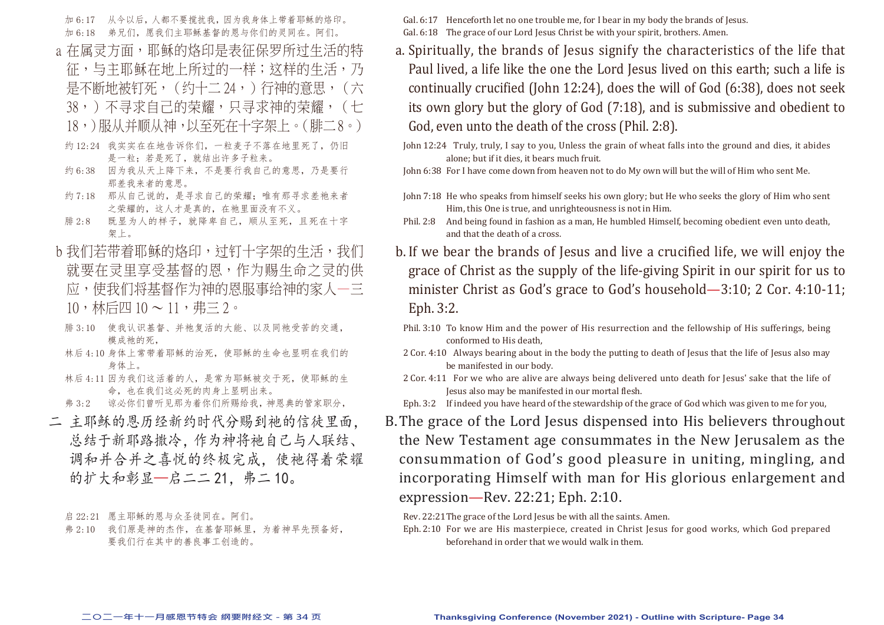加 6:17　从今以后，人都不要搅扰我，因为我身体上带着耶稣的烙印。
加 6:18　弟兄们，愿我们主耶稣基督的恩与你们的灵同在。阿们。

a 在属灵方面，耶稣的烙印是表征保罗所过生活的特征，与主耶稣在地上所过的一样；这样的生活，乃是不断地被钉死，（约十二 24，）行神的意思，（六 38，）不寻求自己的荣耀，只寻求神的荣耀，（七 18，）服从并顺从神，以至死在十字架上。（腓二 8。）

约 12:24　我实实在在地告诉你们，一粒麦子不落在地里死了，仍旧是一粒；若是死了，就结出许多子粒来。
约 6:38　因为我从天上降下来，不是要行我自己的意思，乃是要行那差我来者的意思。
约 7:18　那从自己说的，是寻求自己的荣耀；唯有那寻求差祂来者之荣耀的，这人才是真的，在祂里面没有不义。
腓 2:8　既显为人的样子，就降卑自己，顺从至死，且死在十字架上。

b 我们若带着耶稣的烙印，过钉十字架的生活，我们就要在灵里享受基督的恩，作为赐生命之灵的供应，使我们将基督作为神的恩服事给神的家人—三 10，林后四 10 ～ 11，弗三 2。

腓 3:10　使我认识基督、并祂复活的大能、以及同祂受苦的交通，模成祂的死，
林后 4:10　身体上常带着耶稣的治死，使耶稣的生命也显明在我们的身体上。
林后 4:11　因为我们这活着的人，是常为耶稣被交于死，使耶稣的生命，也在我们这必死的肉身上显明出来。
弗 3:2　谅必你们曾听见那为着你们所赐给我，神恩典的管家职分，

二 主耶稣的恩历经新约时代分赐到祂的信徒里面，总结于新耶路撒冷，作为神将祂自己与人联结、调和并合并之喜悦的终极完成，使祂得着荣耀的扩大和彰显—启二二 21，弗二 10。

启 22:21　愿主耶稣的恩与众圣徒同在。阿们。
弗 2:10　我们原是神的杰作，在基督耶稣里，为着神早先预备好，要我们行在其中的善良事工创造的。

Gal. 6:17　Henceforth let no one trouble me, for I bear in my body the brands of Jesus.
Gal. 6:18　The grace of our Lord Jesus Christ be with your spirit, brothers. Amen.

a. Spiritually, the brands of Jesus signify the characteristics of the life that Paul lived, a life like the one the Lord Jesus lived on this earth; such a life is continually crucified (John 12:24), does the will of God (6:38), does not seek its own glory but the glory of God (7:18), and is submissive and obedient to God, even unto the death of the cross (Phil. 2:8).

John 12:24　Truly, truly, I say to you, Unless the grain of wheat falls into the ground and dies, it abides alone; but if it dies, it bears much fruit.
John 6:38　For I have come down from heaven not to do My own will but the will of Him who sent Me.
John 7:18　He who speaks from himself seeks his own glory; but He who seeks the glory of Him who sent Him, this One is true, and unrighteousness is not in Him.
Phil. 2:8　And being found in fashion as a man, He humbled Himself, becoming obedient even unto death, and that the death of a cross.

b. If we bear the brands of Jesus and live a crucified life, we will enjoy the grace of Christ as the supply of the life-giving Spirit in our spirit for us to minister Christ as God's grace to God's household—3:10; 2 Cor. 4:10-11; Eph. 3:2.

Phil. 3:10　To know Him and the power of His resurrection and the fellowship of His sufferings, being conformed to His death,
2 Cor. 4:10　Always bearing about in the body the putting to death of Jesus that the life of Jesus also may be manifested in our body.
2 Cor. 4:11　For we who are alive are always being delivered unto death for Jesus' sake that the life of Jesus also may be manifested in our mortal flesh.
Eph. 3:2　If indeed you have heard of the stewardship of the grace of God which was given to me for you,

B. The grace of the Lord Jesus dispensed into His believers throughout the New Testament age consummates in the New Jerusalem as the consummation of God's good pleasure in uniting, mingling, and incorporating Himself with man for His glorious enlargement and expression—Rev. 22:21; Eph. 2:10.

Rev. 22:21　The grace of the Lord Jesus be with all the saints. Amen.
Eph. 2:10　For we are His masterpiece, created in Christ Jesus for good works, which God prepared beforehand in order that we would walk in them.